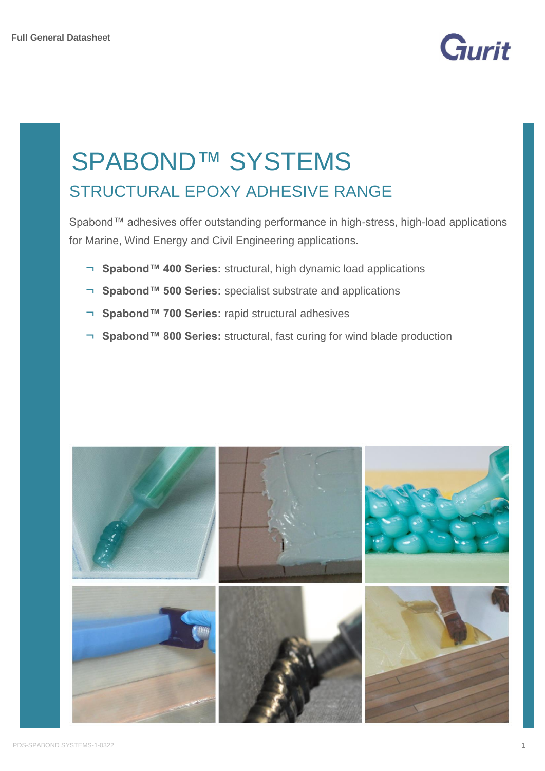Full General Datasheet

# SPABOND™ SYSTEMS

## STRUCTURAL EPOXY ADHESIVE RANGE

Spabond™ adhesives offer outstanding performance in high-stress, high-load applications for Marine, Wind Energy and Civil Engineering applications.

- **Spabond™ 400 Series:** structural, high dynamic load applications
- **Spabond™ 500 Series:** specialist substrate and applications
- **Spabond™ 700 Series:** rapid structural adhesives
- **Spabond™ 800 Series:** structural, fast curing for wind blade production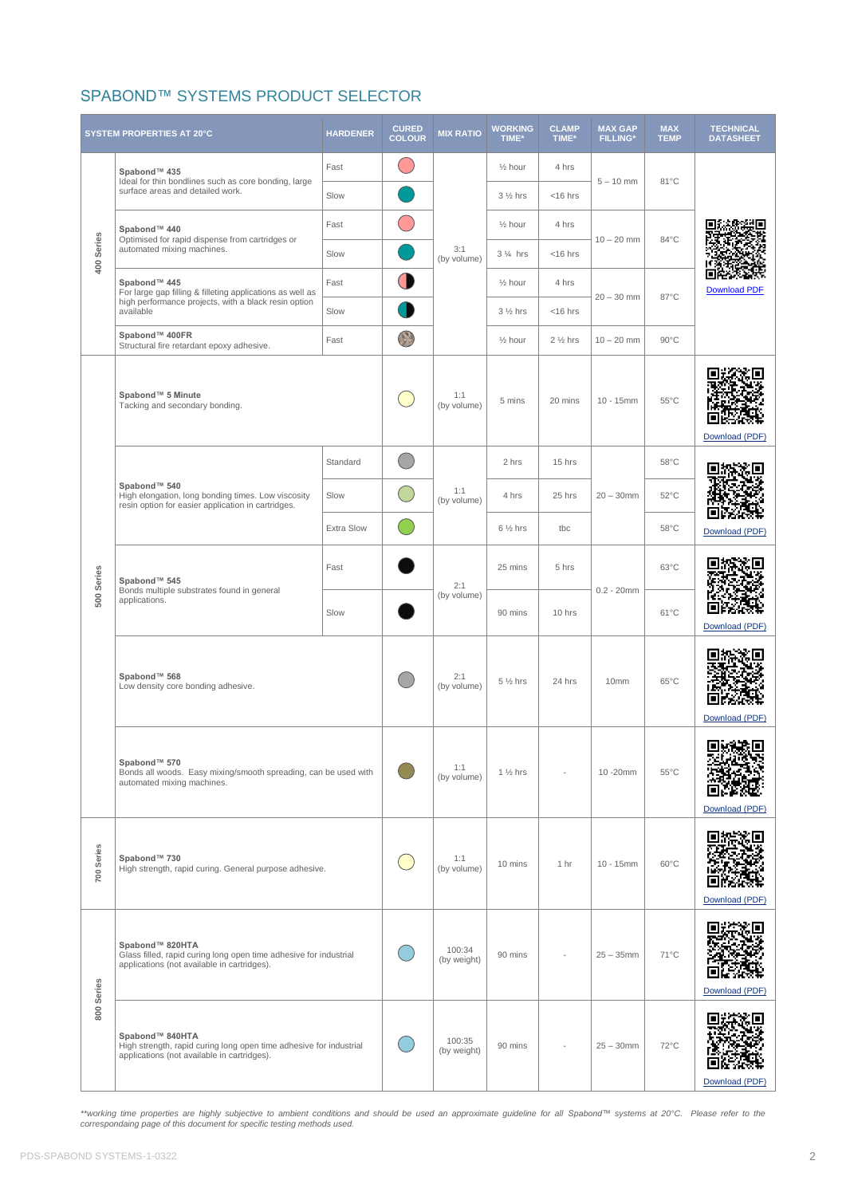## SPABOND™ SYSTEMS PRODUCT SELECTOR

| | SYSTEM PROPERTIES AT 20°C | HARDENER | CURED COLOUR | MIX RATIO | WORKING TIME* | CLAMP TIME* | MAX GAP FILLING* | MAX TEMP | TECHNICAL DATASHEET |
|---|---|---|---|---|---|---|---|---|---|
| 400 Series | **Spabond™ 435** Ideal for thin bondlines such as core bonding, large surface areas and detailed work. | Fast | | 3:1 (by volume) | ½ hour | 4 hrs | 5 – 10 mm | 81°C | Download PDF |
| | | Slow | | | 3 ½ hrs | <16 hrs | | | |
| | **Spabond™ 440** Optimised for rapid dispense from cartridges or automated mixing machines. | Fast | | | ½ hour | 4 hrs | 10 – 20 mm | 84°C | |
| | | Slow | | | 3 ¼ hrs | <16 hrs | | | |
| | **Spabond™ 445** For large gap filling & filleting applications as well as high performance projects, with a black resin option available | Fast | | | ½ hour | 4 hrs | 20 – 30 mm | 87°C | |
| | | Slow | | | 3 ½ hrs | <16 hrs | | | |
| | **Spabond™ 400FR** Structural fire retardant epoxy adhesive. | Fast | | | ½ hour | 2 ½ hrs | 10 – 20 mm | 90°C | |
| 500 Series | **Spabond™ 5 Minute** Tacking and secondary bonding. | | | 1:1 (by volume) | 5 mins | 20 mins | 10 - 15mm | 55°C | Download (PDF) |
| | **Spabond™ 540** High elongation, long bonding times. Low viscosity resin option for easier application in cartridges. | Standard | | 1:1 (by volume) | 2 hrs | 15 hrs | 20 – 30mm | 58°C | Download (PDF) |
| | | Slow | | | 4 hrs | 25 hrs | | 52°C | |
| | | Extra Slow | | | 6 ½ hrs | tbc | | 58°C | |
| | **Spabond™ 545** Bonds multiple substrates found in general applications. | Fast | | 2:1 (by volume) | 25 mins | 5 hrs | 0.2 - 20mm | 63°C | Download (PDF) |
| | | Slow | | | 90 mins | 10 hrs | | 61°C | |
| | **Spabond™ 568** Low density core bonding adhesive. | | | 2:1 (by volume) | 5 ½ hrs | 24 hrs | 10mm | 65°C | Download (PDF) |
| | **Spabond™ 570** Bonds all woods. Easy mixing/smooth spreading, can be used with automated mixing machines. | | | 1:1 (by volume) | 1 ½ hrs | - | 10 -20mm | 55°C | Download (PDF) |
| 700 Series | **Spabond™ 730** High strength, rapid curing. General purpose adhesive. | | | 1:1 (by volume) | 10 mins | 1 hr | 10 - 15mm | 60°C | Download (PDF) |
| 800 Series | **Spabond™ 820HTA** Glass filled, rapid curing long open time adhesive for industrial applications (not available in cartridges). | | | 100:34 (by weight) | 90 mins | - | 25 – 35mm | 71°C | Download (PDF) |
| | **Spabond™ 840HTA** High strength, rapid curing long open time adhesive for industrial applications (not available in cartridges). | | | 100:35 (by weight) | 90 mins | - | 25 – 30mm | 72°C | Download (PDF) |

*\*\*working time properties are highly subjective to ambient conditions and should be used an approximate guideline for all Spabond™ systems at 20°C. Please refer to the correspondaing page of this document for specific testing methods used.*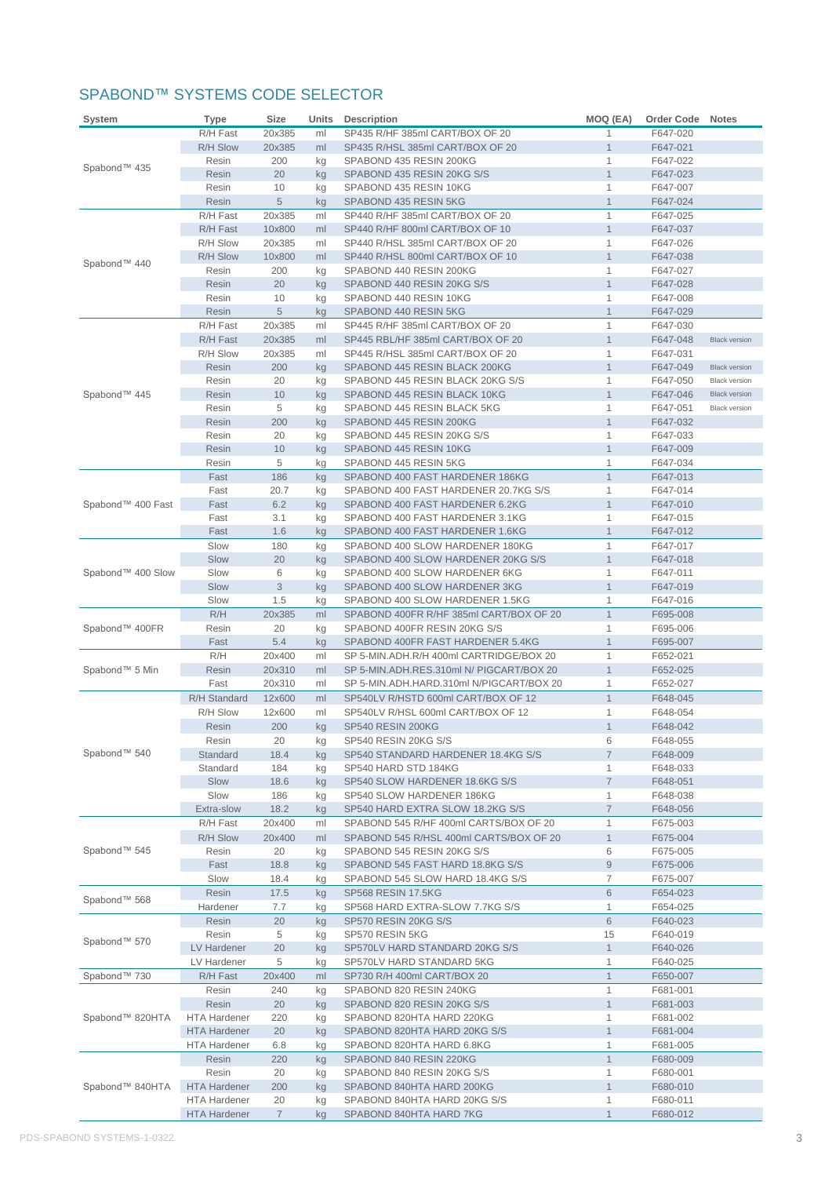## SPABOND™ SYSTEMS CODE SELECTOR

| System | Type | Size | Units | Description | MOQ (EA) | Order Code | Notes |
|---|---|---|---|---|---|---|---|
| Spabond™ 435 | R/H Fast | 20x385 | ml | SP435 R/HF 385ml CART/BOX OF 20 | 1 | F647-020 | |
| | R/H Slow | 20x385 | ml | SP435 R/HSL 385ml CART/BOX OF 20 | 1 | F647-021 | |
| | Resin | 200 | kg | SPABOND 435 RESIN 200KG | 1 | F647-022 | |
| | Resin | 20 | kg | SPABOND 435 RESIN 20KG S/S | 1 | F647-023 | |
| | Resin | 10 | kg | SPABOND 435 RESIN 10KG | 1 | F647-007 | |
| | Resin | 5 | kg | SPABOND 435 RESIN 5KG | 1 | F647-024 | |
| Spabond™ 440 | R/H Fast | 20x385 | ml | SP440 R/HF 385ml CART/BOX OF 20 | 1 | F647-025 | |
| | R/H Fast | 10x800 | ml | SP440 R/HF 800ml CART/BOX OF 10 | 1 | F647-037 | |
| | R/H Slow | 20x385 | ml | SP440 R/HSL 385ml CART/BOX OF 20 | 1 | F647-026 | |
| | R/H Slow | 10x800 | ml | SP440 R/HSL 800ml CART/BOX OF 10 | 1 | F647-038 | |
| | Resin | 200 | kg | SPABOND 440 RESIN 200KG | 1 | F647-027 | |
| | Resin | 20 | kg | SPABOND 440 RESIN 20KG S/S | 1 | F647-028 | |
| | Resin | 10 | kg | SPABOND 440 RESIN 10KG | 1 | F647-008 | |
| | Resin | 5 | kg | SPABOND 440 RESIN 5KG | 1 | F647-029 | |
| Spabond™ 445 | R/H Fast | 20x385 | ml | SP445 R/HF 385ml CART/BOX OF 20 | 1 | F647-030 | |
| | R/H Fast | 20x385 | ml | SP445 RBL/HF 385ml CART/BOX OF 20 | 1 | F647-048 | Black version |
| | R/H Slow | 20x385 | ml | SP445 R/HSL 385ml CART/BOX OF 20 | 1 | F647-031 | |
| | Resin | 200 | kg | SPABOND 445 RESIN BLACK 200KG | 1 | F647-049 | Black version |
| | Resin | 20 | kg | SPABOND 445 RESIN BLACK 20KG S/S | 1 | F647-050 | Black version |
| | Resin | 10 | kg | SPABOND 445 RESIN BLACK 10KG | 1 | F647-046 | Black version |
| | Resin | 5 | kg | SPABOND 445 RESIN BLACK 5KG | 1 | F647-051 | Black version |
| | Resin | 200 | kg | SPABOND 445 RESIN 200KG | 1 | F647-032 | |
| | Resin | 20 | kg | SPABOND 445 RESIN 20KG S/S | 1 | F647-033 | |
| | Resin | 10 | kg | SPABOND 445 RESIN 10KG | 1 | F647-009 | |
| | Resin | 5 | kg | SPABOND 445 RESIN 5KG | 1 | F647-034 | |
| Spabond™ 400 Fast | Fast | 186 | kg | SPABOND 400 FAST HARDENER 186KG | 1 | F647-013 | |
| | Fast | 20.7 | kg | SPABOND 400 FAST HARDENER 20.7KG S/S | 1 | F647-014 | |
| | Fast | 6.2 | kg | SPABOND 400 FAST HARDENER 6.2KG | 1 | F647-010 | |
| | Fast | 3.1 | kg | SPABOND 400 FAST HARDENER 3.1KG | 1 | F647-015 | |
| | Fast | 1.6 | kg | SPABOND 400 FAST HARDENER 1.6KG | 1 | F647-012 | |
| Spabond™ 400 Slow | Slow | 180 | kg | SPABOND 400 SLOW HARDENER 180KG | 1 | F647-017 | |
| | Slow | 20 | kg | SPABOND 400 SLOW HARDENER 20KG S/S | 1 | F647-018 | |
| | Slow | 6 | kg | SPABOND 400 SLOW HARDENER 6KG | 1 | F647-011 | |
| | Slow | 3 | kg | SPABOND 400 SLOW HARDENER 3KG | 1 | F647-019 | |
| | Slow | 1.5 | kg | SPABOND 400 SLOW HARDENER 1.5KG | 1 | F647-016 | |
| Spabond™ 400FR | R/H | 20x385 | ml | SPABOND 400FR R/HF 385ml CART/BOX OF 20 | 1 | F695-008 | |
| | Resin | 20 | kg | SPABOND 400FR RESIN 20KG S/S | 1 | F695-006 | |
| | Fast | 5.4 | kg | SPABOND 400FR FAST HARDENER 5.4KG | 1 | F695-007 | |
| Spabond™ 5 Min | R/H | 20x400 | ml | SP 5-MIN.ADH.R/H 400ml CARTRIDGE/BOX 20 | 1 | F652-021 | |
| | Resin | 20x310 | ml | SP 5-MIN.ADH.RES.310ml N/ PIGCART/BOX 20 | 1 | F652-025 | |
| | Fast | 20x310 | ml | SP 5-MIN.ADH.HARD.310ml N/PIGCART/BOX 20 | 1 | F652-027 | |
| Spabond™ 540 | R/H Standard | 12x600 | ml | SP540LV R/HSTD 600ml CART/BOX OF 12 | 1 | F648-045 | |
| | R/H Slow | 12x600 | ml | SP540LV R/HSL 600ml CART/BOX OF 12 | 1 | F648-054 | |
| | Resin | 200 | kg | SP540 RESIN 200KG | 1 | F648-042 | |
| | Resin | 20 | kg | SP540 RESIN 20KG S/S | 6 | F648-055 | |
| | Standard | 18.4 | kg | SP540 STANDARD HARDENER 18.4KG S/S | 7 | F648-009 | |
| | Standard | 184 | kg | SP540 HARD STD 184KG | 1 | F648-033 | |
| | Slow | 18.6 | kg | SP540 SLOW HARDENER 18.6KG S/S | 7 | F648-051 | |
| | Slow | 186 | kg | SP540 SLOW HARDENER 186KG | 1 | F648-038 | |
| | Extra-slow | 18.2 | kg | SP540 HARD EXTRA SLOW 18.2KG S/S | 7 | F648-056 | |
| Spabond™ 545 | R/H Fast | 20x400 | ml | SPABOND 545 R/HF 400ml CARTS/BOX OF 20 | 1 | F675-003 | |
| | R/H Slow | 20x400 | ml | SPABOND 545 R/HSL 400ml CARTS/BOX OF 20 | 1 | F675-004 | |
| | Resin | 20 | kg | SPABOND 545 RESIN 20KG S/S | 6 | F675-005 | |
| | Fast | 18.8 | kg | SPABOND 545 FAST HARD 18.8KG S/S | 9 | F675-006 | |
| | Slow | 18.4 | kg | SPABOND 545 SLOW HARD 18.4KG S/S | 7 | F675-007 | |
| Spabond™ 568 | Resin | 17.5 | kg | SP568 RESIN 17.5KG | 6 | F654-023 | |
| | Hardener | 7.7 | kg | SP568 HARD EXTRA-SLOW 7.7KG S/S | 1 | F654-025 | |
| Spabond™ 570 | Resin | 20 | kg | SP570 RESIN 20KG S/S | 6 | F640-023 | |
| | Resin | 5 | kg | SP570 RESIN 5KG | 15 | F640-019 | |
| | LV Hardener | 20 | kg | SP570LV HARD STANDARD 20KG S/S | 1 | F640-026 | |
| | LV Hardener | 5 | kg | SP570LV HARD STANDARD 5KG | 1 | F640-025 | |
| Spabond™ 730 | R/H Fast | 20x400 | ml | SP730 R/H 400ml CART/BOX 20 | 1 | F650-007 | |
| Spabond™ 820HTA | Resin | 240 | kg | SPABOND 820 RESIN 240KG | 1 | F681-001 | |
| | Resin | 20 | kg | SPABOND 820 RESIN 20KG S/S | 1 | F681-003 | |
| | HTA Hardener | 220 | kg | SPABOND 820HTA HARD 220KG | 1 | F681-002 | |
| | HTA Hardener | 20 | kg | SPABOND 820HTA HARD 20KG S/S | 1 | F681-004 | |
| | HTA Hardener | 6.8 | kg | SPABOND 820HTA HARD 6.8KG | 1 | F681-005 | |
| Spabond™ 840HTA | Resin | 220 | kg | SPABOND 840 RESIN 220KG | 1 | F680-009 | |
| | Resin | 20 | kg | SPABOND 840 RESIN 20KG S/S | 1 | F680-001 | |
| | HTA Hardener | 200 | kg | SPABOND 840HTA HARD 200KG | 1 | F680-010 | |
| | HTA Hardener | 20 | kg | SPABOND 840HTA HARD 20KG S/S | 1 | F680-011 | |
| | HTA Hardener | 7 | kg | SPABOND 840HTA HARD 7KG | 1 | F680-012 | |

PDS-SPABOND SYSTEMS-1-0322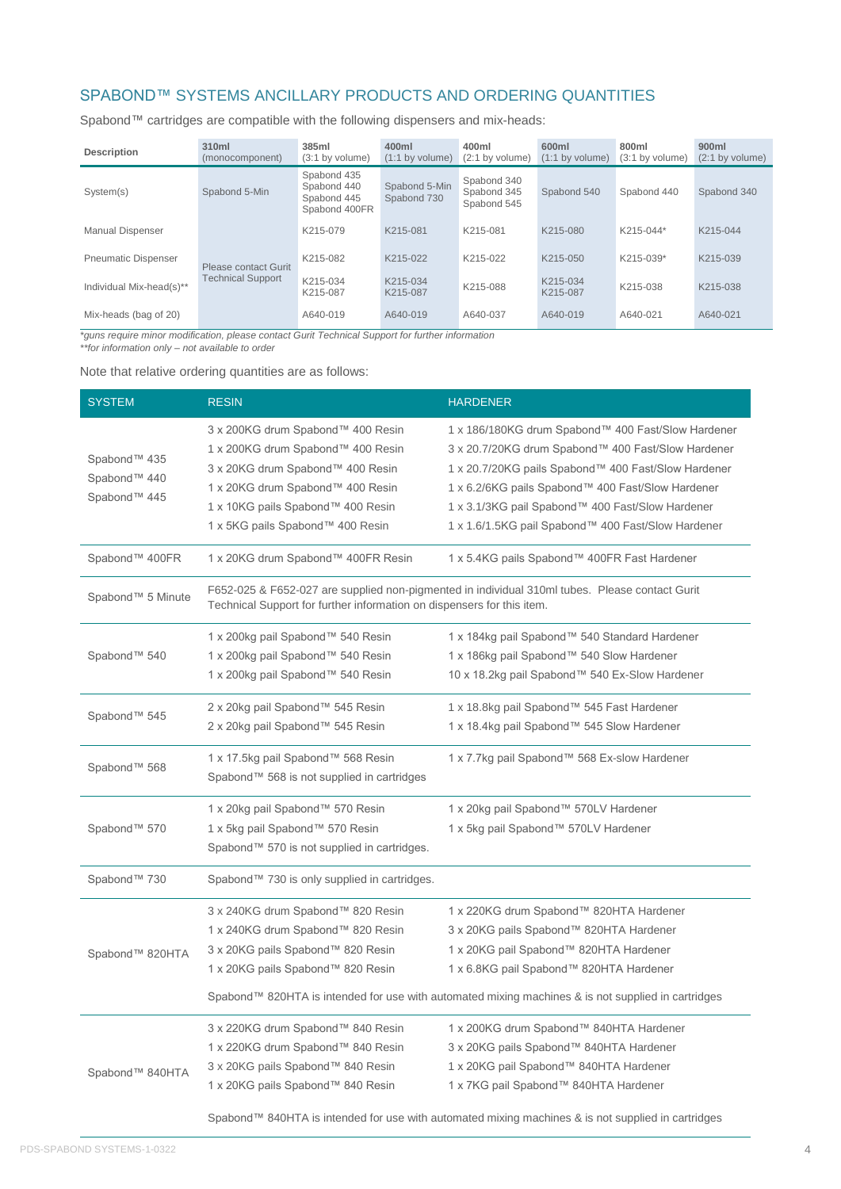## SPABOND™ SYSTEMS ANCILLARY PRODUCTS AND ORDERING QUANTITIES

Spabond™ cartridges are compatible with the following dispensers and mix-heads:

| Description | 310ml (monocomponent) | 385ml (3:1 by volume) | 400ml (1:1 by volume) | 400ml (2:1 by volume) | 600ml (1:1 by volume) | 800ml (3:1 by volume) | 900ml (2:1 by volume) |
|---|---|---|---|---|---|---|---|
| System(s) | Spabond 5-Min | Spabond 435 Spabond 440 Spabond 445 Spabond 400FR | Spabond 5-Min Spabond 730 | Spabond 340 Spabond 345 Spabond 545 | Spabond 540 | Spabond 440 | Spabond 340 |
| Manual Dispenser | Please contact Gurit Technical Support | K215-079 | K215-081 | K215-081 | K215-080 | K215-044* | K215-044 |
| Pneumatic Dispenser | | K215-082 | K215-022 | K215-022 | K215-050 | K215-039* | K215-039 |
| Individual Mix-head(s)** | | K215-034 K215-087 | K215-034 K215-087 | K215-088 | K215-034 K215-087 | K215-038 | K215-038 |
| Mix-heads (bag of 20) | | A640-019 | A640-019 | A640-037 | A640-019 | A640-021 | A640-021 |

*guns require minor modification, please contact Gurit Technical Support for further information
**for information only – not available to order

Note that relative ordering quantities are as follows:

| SYSTEM | RESIN | HARDENER |
|---|---|---|
| Spabond™ 435 Spabond™ 440 Spabond™ 445 | 3 x 200KG drum Spabond™ 400 Resin<br>1 x 200KG drum Spabond™ 400 Resin<br>3 x 20KG drum Spabond™ 400 Resin<br>1 x 20KG drum Spabond™ 400 Resin<br>1 x 10KG pails Spabond™ 400 Resin<br>1 x 5KG pails Spabond™ 400 Resin | 1 x 186/180KG drum Spabond™ 400 Fast/Slow Hardener<br>3 x 20.7/20KG drum Spabond™ 400 Fast/Slow Hardener<br>1 x 20.7/20KG pails Spabond™ 400 Fast/Slow Hardener<br>1 x 6.2/6KG pails Spabond™ 400 Fast/Slow Hardener<br>1 x 3.1/3KG pail Spabond™ 400 Fast/Slow Hardener<br>1 x 1.6/1.5KG pail Spabond™ 400 Fast/Slow Hardener |
| Spabond™ 400FR | 1 x 20KG drum Spabond™ 400FR Resin | 1 x 5.4KG pails Spabond™ 400FR Fast Hardener |
| Spabond™ 5 Minute | F652-025 & F652-027 are supplied non-pigmented in individual 310ml tubes. Please contact Gurit Technical Support for further information on dispensers for this item. | |
| Spabond™ 540 | 1 x 200kg pail Spabond™ 540 Resin<br>1 x 200kg pail Spabond™ 540 Resin<br>1 x 200kg pail Spabond™ 540 Resin | 1 x 184kg pail Spabond™ 540 Standard Hardener<br>1 x 186kg pail Spabond™ 540 Slow Hardener<br>10 x 18.2kg pail Spabond™ 540 Ex-Slow Hardener |
| Spabond™ 545 | 2 x 20kg pail Spabond™ 545 Resin<br>2 x 20kg pail Spabond™ 545 Resin | 1 x 18.8kg pail Spabond™ 545 Fast Hardener<br>1 x 18.4kg pail Spabond™ 545 Slow Hardener |
| Spabond™ 568 | 1 x 17.5kg pail Spabond™ 568 Resin<br>Spabond™ 568 is not supplied in cartridges | 1 x 7.7kg pail Spabond™ 568 Ex-slow Hardener |
| Spabond™ 570 | 1 x 20kg pail Spabond™ 570 Resin<br>1 x 5kg pail Spabond™ 570 Resin<br>Spabond™ 570 is not supplied in cartridges. | 1 x 20kg pail Spabond™ 570LV Hardener<br>1 x 5kg pail Spabond™ 570LV Hardener |
| Spabond™ 730 | Spabond™ 730 is only supplied in cartridges. | |
| Spabond™ 820HTA | 3 x 240KG drum Spabond™ 820 Resin<br>1 x 240KG drum Spabond™ 820 Resin<br>3 x 20KG pails Spabond™ 820 Resin<br>1 x 20KG pails Spabond™ 820 Resin<br>Spabond™ 820HTA is intended for use with automated mixing machines & is not supplied in cartridges | 1 x 220KG drum Spabond™ 820HTA Hardener<br>3 x 20KG pails Spabond™ 820HTA Hardener<br>1 x 20KG pail Spabond™ 820HTA Hardener<br>1 x 6.8KG pail Spabond™ 820HTA Hardener |
| Spabond™ 840HTA | 3 x 220KG drum Spabond™ 840 Resin<br>1 x 220KG drum Spabond™ 840 Resin<br>3 x 20KG pails Spabond™ 840 Resin<br>1 x 20KG pails Spabond™ 840 Resin<br>Spabond™ 840HTA is intended for use with automated mixing machines & is not supplied in cartridges | 1 x 200KG drum Spabond™ 840HTA Hardener<br>3 x 20KG pails Spabond™ 840HTA Hardener<br>1 x 20KG pail Spabond™ 840HTA Hardener<br>1 x 7KG pail Spabond™ 840HTA Hardener |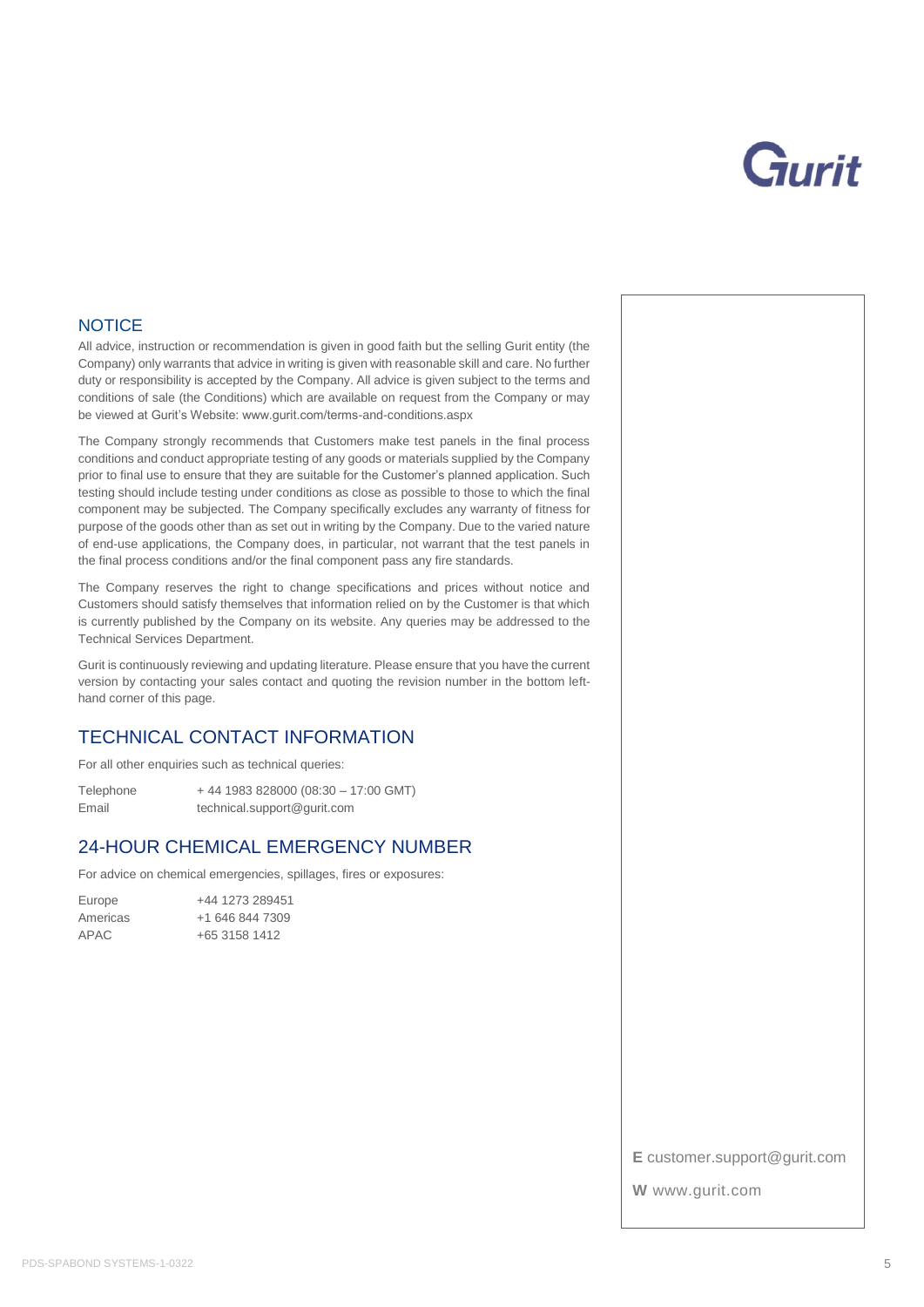## NOTICE

All advice, instruction or recommendation is given in good faith but the selling Gurit entity (the Company) only warrants that advice in writing is given with reasonable skill and care. No further duty or responsibility is accepted by the Company. All advice is given subject to the terms and conditions of sale (the Conditions) which are available on request from the Company or may be viewed at Gurit's Website: www.gurit.com/terms-and-conditions.aspx

The Company strongly recommends that Customers make test panels in the final process conditions and conduct appropriate testing of any goods or materials supplied by the Company prior to final use to ensure that they are suitable for the Customer's planned application. Such testing should include testing under conditions as close as possible to those to which the final component may be subjected. The Company specifically excludes any warranty of fitness for purpose of the goods other than as set out in writing by the Company. Due to the varied nature of end-use applications, the Company does, in particular, not warrant that the test panels in the final process conditions and/or the final component pass any fire standards.

The Company reserves the right to change specifications and prices without notice and Customers should satisfy themselves that information relied on by the Customer is that which is currently published by the Company on its website. Any queries may be addressed to the Technical Services Department.

Gurit is continuously reviewing and updating literature. Please ensure that you have the current version by contacting your sales contact and quoting the revision number in the bottom left-hand corner of this page.

## TECHNICAL CONTACT INFORMATION

For all other enquiries such as technical queries:

| | |
|---|---|
| Telephone | + 44 1983 828000 (08:30 – 17:00 GMT) |
| Email | technical.support@gurit.com |

## 24-HOUR CHEMICAL EMERGENCY NUMBER

For advice on chemical emergencies, spillages, fires or exposures:

| | |
|---|---|
| Europe | +44 1273 289451 |
| Americas | +1 646 844 7309 |
| APAC | +65 3158 1412 |

**E** customer.support@gurit.com

**W** www.gurit.com

PDS-SPABOND SYSTEMS-1-0322